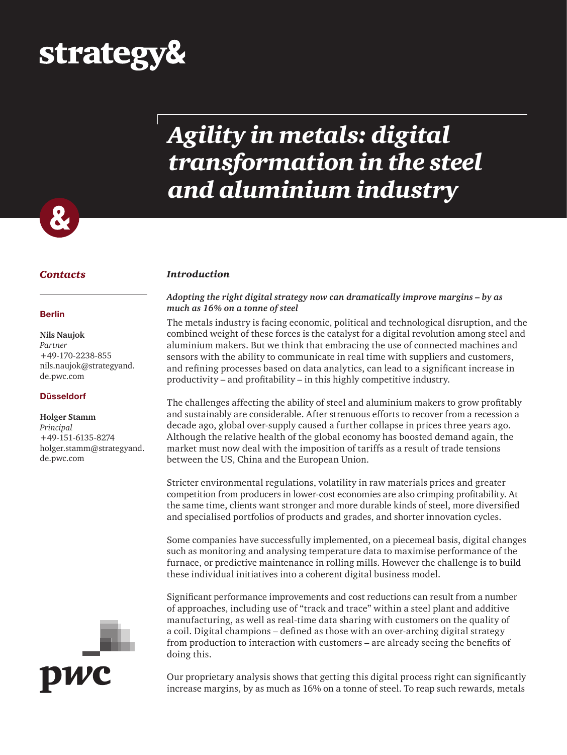strategy&

# Agility in metals: digital transformation in the steel and aluminium industry

## Contacts

**Berlin**

**Nils Naujok**
*Partner*
+49-170-2238-855
nils.naujok@strategyand.de.pwc.com

**Düsseldorf**

**Holger Stamm**
*Principal*
+49-151-6135-8274
holger.stamm@strategyand.de.pwc.com

## Introduction

***Adopting the right digital strategy now can dramatically improve margins – by as much as 16% on a tonne of steel***

The metals industry is facing economic, political and technological disruption, and the combined weight of these forces is the catalyst for a digital revolution among steel and aluminium makers. But we think that embracing the use of connected machines and sensors with the ability to communicate in real time with suppliers and customers, and refining processes based on data analytics, can lead to a significant increase in productivity – and profitability – in this highly competitive industry.

The challenges affecting the ability of steel and aluminium makers to grow profitably and sustainably are considerable. After strenuous efforts to recover from a recession a decade ago, global over-supply caused a further collapse in prices three years ago. Although the relative health of the global economy has boosted demand again, the market must now deal with the imposition of tariffs as a result of trade tensions between the US, China and the European Union.

Stricter environmental regulations, volatility in raw materials prices and greater competition from producers in lower-cost economies are also crimping profitability. At the same time, clients want stronger and more durable kinds of steel, more diversified and specialised portfolios of products and grades, and shorter innovation cycles.

Some companies have successfully implemented, on a piecemeal basis, digital changes such as monitoring and analysing temperature data to maximise performance of the furnace, or predictive maintenance in rolling mills. However the challenge is to build these individual initiatives into a coherent digital business model.

Significant performance improvements and cost reductions can result from a number of approaches, including use of "track and trace" within a steel plant and additive manufacturing, as well as real-time data sharing with customers on the quality of a coil. Digital champions – defined as those with an over-arching digital strategy from production to interaction with customers – are already seeing the benefits of doing this.

Our proprietary analysis shows that getting this digital process right can significantly increase margins, by as much as 16% on a tonne of steel. To reap such rewards, metals

pwc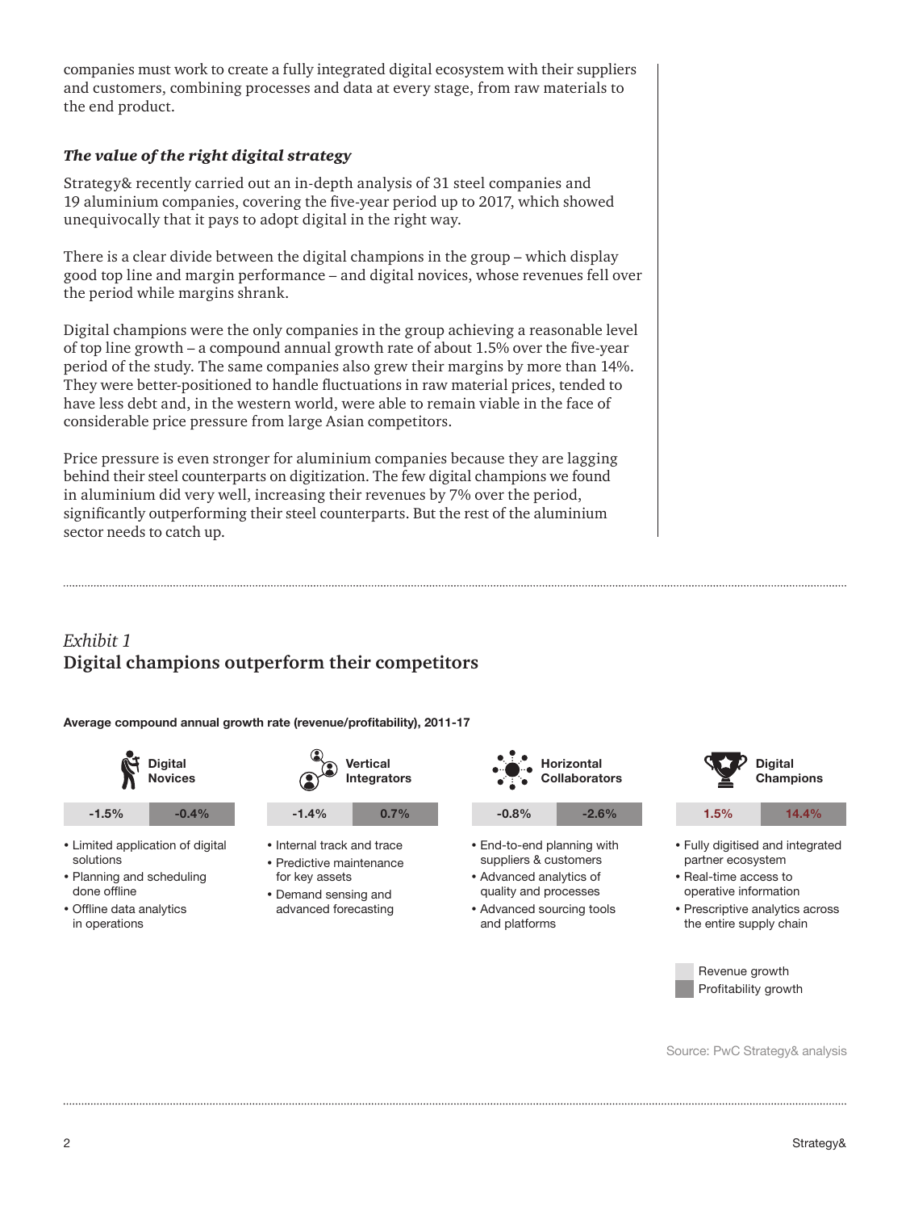companies must work to create a fully integrated digital ecosystem with their suppliers and customers, combining processes and data at every stage, from raw materials to the end product.

### *The value of the right digital strategy*

Strategy& recently carried out an in-depth analysis of 31 steel companies and 19 aluminium companies, covering the five-year period up to 2017, which showed unequivocally that it pays to adopt digital in the right way.

There is a clear divide between the digital champions in the group – which display good top line and margin performance – and digital novices, whose revenues fell over the period while margins shrank.

Digital champions were the only companies in the group achieving a reasonable level of top line growth – a compound annual growth rate of about 1.5% over the five-year period of the study. The same companies also grew their margins by more than 14%. They were better-positioned to handle fluctuations in raw material prices, tended to have less debt and, in the western world, were able to remain viable in the face of considerable price pressure from large Asian competitors.

Price pressure is even stronger for aluminium companies because they are lagging behind their steel counterparts on digitization. The few digital champions we found in aluminium did very well, increasing their revenues by 7% over the period, significantly outperforming their steel counterparts. But the rest of the aluminium sector needs to catch up.

*Exhibit 1*

## Digital champions outperform their competitors

**Average compound annual growth rate (revenue/profitability), 2011-17**

| | Digital Novices | Vertical Integrators | Horizontal Collaborators | Digital Champions |
|---|---|---|---|---|
| Revenue growth | -1.5% | -1.4% | -0.8% | 1.5% |
| Profitability growth | -0.4% | 0.7% | -2.6% | 14.4% |

**Digital Novices**
- Limited application of digital solutions
- Planning and scheduling done offline
- Offline data analytics in operations

**Vertical Integrators**
- Internal track and trace
- Predictive maintenance for key assets
- Demand sensing and advanced forecasting

**Horizontal Collaborators**
- End-to-end planning with suppliers & customers
- Advanced analytics of quality and processes
- Advanced sourcing tools and platforms

**Digital Champions**
- Fully digitised and integrated partner ecosystem
- Real-time access to operative information
- Prescriptive analytics across the entire supply chain

Source: PwC Strategy& analysis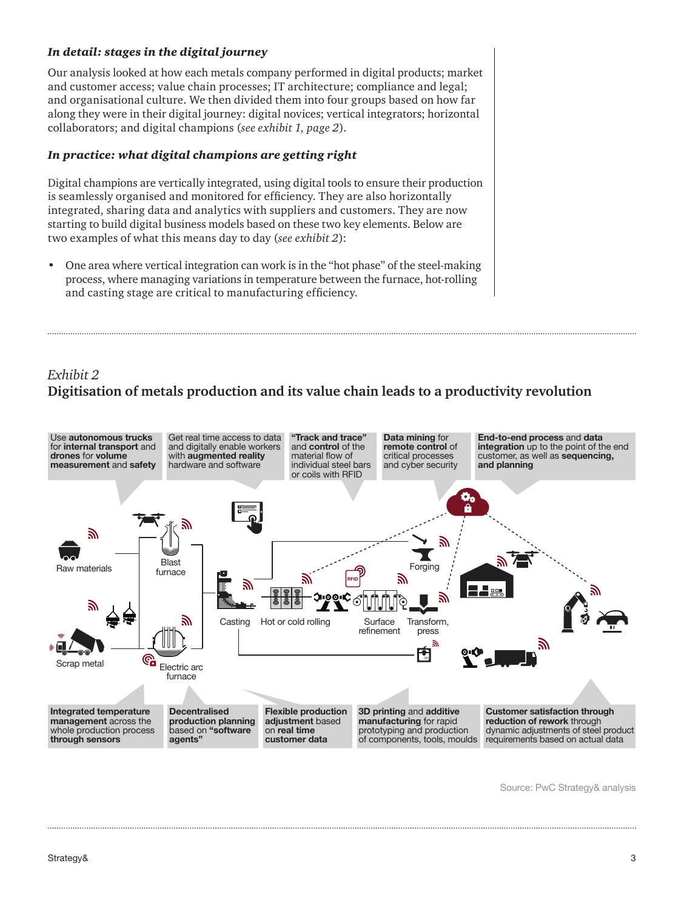### *In detail: stages in the digital journey*

Our analysis looked at how each metals company performed in digital products; market and customer access; value chain processes; IT architecture; compliance and legal; and organisational culture. We then divided them into four groups based on how far along they were in their digital journey: digital novices; vertical integrators; horizontal collaborators; and digital champions (*see exhibit 1, page 2*).

### *In practice: what digital champions are getting right*

Digital champions are vertically integrated, using digital tools to ensure their production is seamlessly organised and monitored for efficiency. They are also horizontally integrated, sharing data and analytics with suppliers and customers. They are now starting to build digital business models based on these two key elements. Below are two examples of what this means day to day (*see exhibit 2*):

- One area where vertical integration can work is in the "hot phase" of the steel-making process, where managing variations in temperature between the furnace, hot-rolling and casting stage are critical to manufacturing efficiency.

*Exhibit 2*

## Digitisation of metals production and its value chain leads to a productivity revolution

Use **autonomous trucks** for **internal transport** and **drones** for **volume measurement** and **safety**

Get real time access to data and digitally enable workers with **augmented reality** hardware and software

**"Track and trace"** and **control** of the material flow of individual steel bars or coils with RFID

**Data mining** for **remote control** of critical processes and cyber security

**End-to-end process** and **data integration** up to the point of the end customer, as well as **sequencing, and planning**

Raw materials · Blast furnace · Scrap metal · Electric arc furnace · Casting · Hot or cold rolling · Surface refinement · Forging · Transform, press

**Integrated temperature management** across the whole production process **through sensors**

**Decentralised production planning** based on **"software agents"**

**Flexible production adjustment** based on **real time customer data**

**3D printing** and **additive manufacturing** for rapid prototyping and production of components, tools, moulds

**Customer satisfaction through reduction of rework** through dynamic adjustments of steel product requirements based on actual data

Source: PwC Strategy& analysis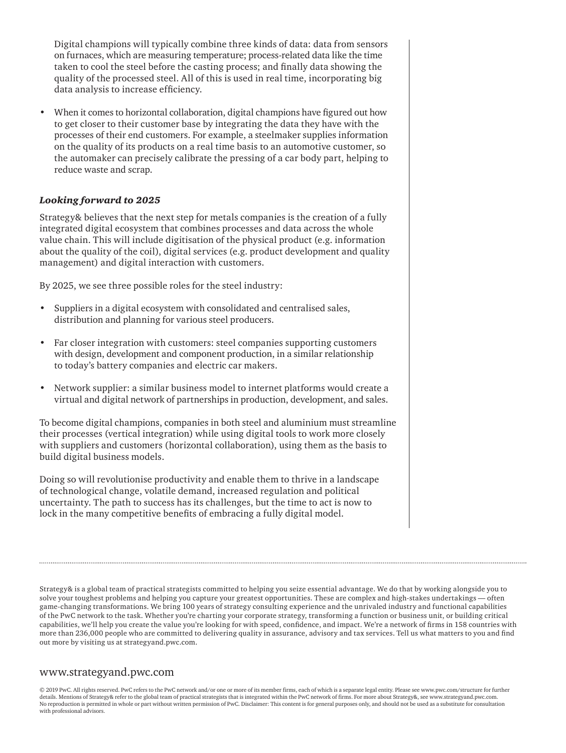Digital champions will typically combine three kinds of data: data from sensors on furnaces, which are measuring temperature; process-related data like the time taken to cool the steel before the casting process; and finally data showing the quality of the processed steel. All of this is used in real time, incorporating big data analysis to increase efficiency.

- When it comes to horizontal collaboration, digital champions have figured out how to get closer to their customer base by integrating the data they have with the processes of their end customers. For example, a steelmaker supplies information on the quality of its products on a real time basis to an automotive customer, so the automaker can precisely calibrate the pressing of a car body part, helping to reduce waste and scrap.

***Looking forward to 2025***

Strategy& believes that the next step for metals companies is the creation of a fully integrated digital ecosystem that combines processes and data across the whole value chain. This will include digitisation of the physical product (e.g. information about the quality of the coil), digital services (e.g. product development and quality management) and digital interaction with customers.

By 2025, we see three possible roles for the steel industry:

- Suppliers in a digital ecosystem with consolidated and centralised sales, distribution and planning for various steel producers.
- Far closer integration with customers: steel companies supporting customers with design, development and component production, in a similar relationship to today's battery companies and electric car makers.
- Network supplier: a similar business model to internet platforms would create a virtual and digital network of partnerships in production, development, and sales.

To become digital champions, companies in both steel and aluminium must streamline their processes (vertical integration) while using digital tools to work more closely with suppliers and customers (horizontal collaboration), using them as the basis to build digital business models.

Doing so will revolutionise productivity and enable them to thrive in a landscape of technological change, volatile demand, increased regulation and political uncertainty. The path to success has its challenges, but the time to act is now to lock in the many competitive benefits of embracing a fully digital model.

---

Strategy& is a global team of practical strategists committed to helping you seize essential advantage. We do that by working alongside you to solve your toughest problems and helping you capture your greatest opportunities. These are complex and high-stakes undertakings — often game-changing transformations. We bring 100 years of strategy consulting experience and the unrivaled industry and functional capabilities of the PwC network to the task. Whether you're charting your corporate strategy, transforming a function or business unit, or building critical capabilities, we'll help you create the value you're looking for with speed, confidence, and impact. We're a network of firms in 158 countries with more than 236,000 people who are committed to delivering quality in assurance, advisory and tax services. Tell us what matters to you and find out more by visiting us at strategyand.pwc.com.

www.strategyand.pwc.com

© 2019 PwC. All rights reserved. PwC refers to the PwC network and/or one or more of its member firms, each of which is a separate legal entity. Please see www.pwc.com/structure for further details. Mentions of Strategy& refer to the global team of practical strategists that is integrated within the PwC network of firms. For more about Strategy&, see www.strategyand.pwc.com. No reproduction is permitted in whole or part without written permission of PwC. Disclaimer: This content is for general purposes only, and should not be used as a substitute for consultation with professional advisors.